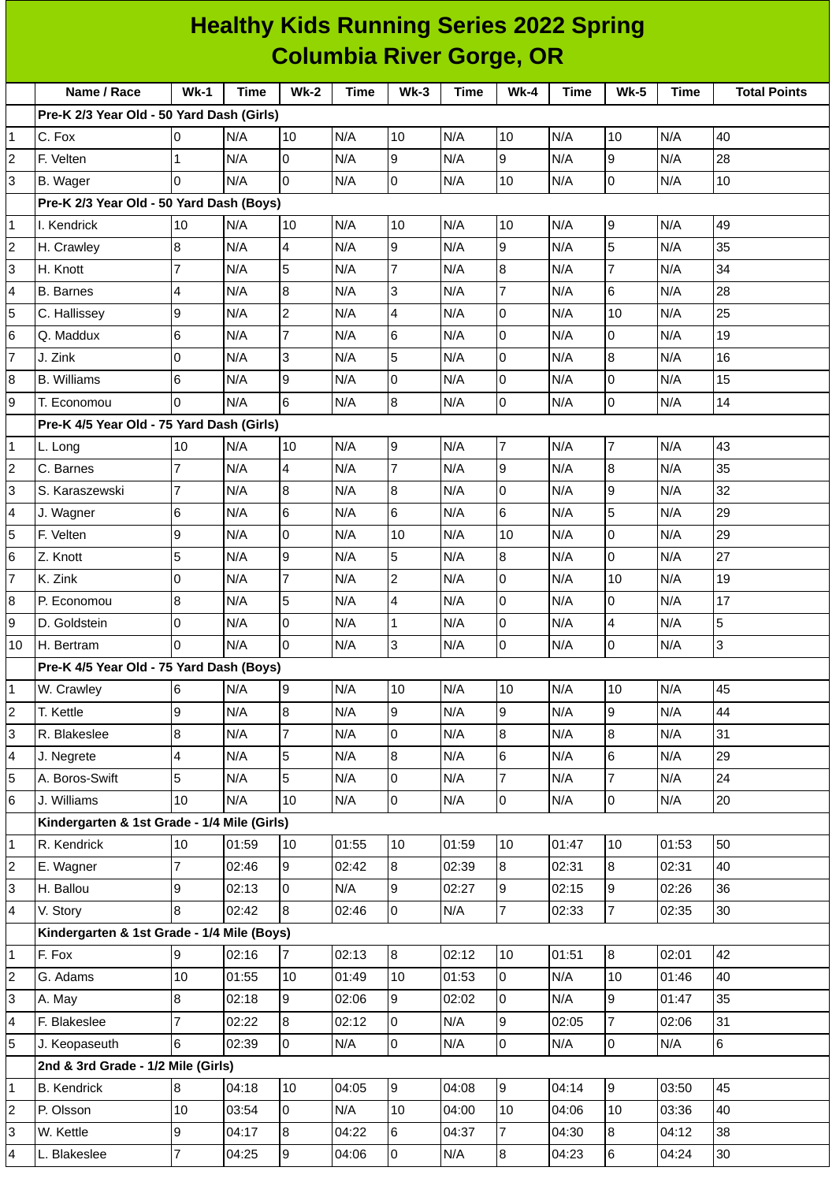# Healthy Kids Running Series 2022 Spring
## Columbia River Gorge, OR

| | Name / Race | Wk-1 | Time | Wk-2 | Time | Wk-3 | Time | Wk-4 | Time | Wk-5 | Time | Total Points |
|---|---|---|---|---|---|---|---|---|---|---|---|---|
| | **Pre-K 2/3 Year Old - 50 Yard Dash (Girls)** | | | | | | | | | | | |
| 1 | C. Fox | 0 | N/A | 10 | N/A | 10 | N/A | 10 | N/A | 10 | N/A | 40 |
| 2 | F. Velten | 1 | N/A | 0 | N/A | 9 | N/A | 9 | N/A | 9 | N/A | 28 |
| 3 | B. Wager | 0 | N/A | 0 | N/A | 0 | N/A | 10 | N/A | 0 | N/A | 10 |
| | **Pre-K 2/3 Year Old - 50 Yard Dash (Boys)** | | | | | | | | | | | |
| 1 | I. Kendrick | 10 | N/A | 10 | N/A | 10 | N/A | 10 | N/A | 9 | N/A | 49 |
| 2 | H. Crawley | 8 | N/A | 4 | N/A | 9 | N/A | 9 | N/A | 5 | N/A | 35 |
| 3 | H. Knott | 7 | N/A | 5 | N/A | 7 | N/A | 8 | N/A | 7 | N/A | 34 |
| 4 | B. Barnes | 4 | N/A | 8 | N/A | 3 | N/A | 7 | N/A | 6 | N/A | 28 |
| 5 | C. Hallissey | 9 | N/A | 2 | N/A | 4 | N/A | 0 | N/A | 10 | N/A | 25 |
| 6 | Q. Maddux | 6 | N/A | 7 | N/A | 6 | N/A | 0 | N/A | 0 | N/A | 19 |
| 7 | J. Zink | 0 | N/A | 3 | N/A | 5 | N/A | 0 | N/A | 8 | N/A | 16 |
| 8 | B. Williams | 6 | N/A | 9 | N/A | 0 | N/A | 0 | N/A | 0 | N/A | 15 |
| 9 | T. Economou | 0 | N/A | 6 | N/A | 8 | N/A | 0 | N/A | 0 | N/A | 14 |
| | **Pre-K 4/5 Year Old - 75 Yard Dash (Girls)** | | | | | | | | | | | |
| 1 | L. Long | 10 | N/A | 10 | N/A | 9 | N/A | 7 | N/A | 7 | N/A | 43 |
| 2 | C. Barnes | 7 | N/A | 4 | N/A | 7 | N/A | 9 | N/A | 8 | N/A | 35 |
| 3 | S. Karaszewski | 7 | N/A | 8 | N/A | 8 | N/A | 0 | N/A | 9 | N/A | 32 |
| 4 | J. Wagner | 6 | N/A | 6 | N/A | 6 | N/A | 6 | N/A | 5 | N/A | 29 |
| 5 | F. Velten | 9 | N/A | 0 | N/A | 10 | N/A | 10 | N/A | 0 | N/A | 29 |
| 6 | Z. Knott | 5 | N/A | 9 | N/A | 5 | N/A | 8 | N/A | 0 | N/A | 27 |
| 7 | K. Zink | 0 | N/A | 7 | N/A | 2 | N/A | 0 | N/A | 10 | N/A | 19 |
| 8 | P. Economou | 8 | N/A | 5 | N/A | 4 | N/A | 0 | N/A | 0 | N/A | 17 |
| 9 | D. Goldstein | 0 | N/A | 0 | N/A | 1 | N/A | 0 | N/A | 4 | N/A | 5 |
| 10 | H. Bertram | 0 | N/A | 0 | N/A | 3 | N/A | 0 | N/A | 0 | N/A | 3 |
| | **Pre-K 4/5 Year Old - 75 Yard Dash (Boys)** | | | | | | | | | | | |
| 1 | W. Crawley | 6 | N/A | 9 | N/A | 10 | N/A | 10 | N/A | 10 | N/A | 45 |
| 2 | T. Kettle | 9 | N/A | 8 | N/A | 9 | N/A | 9 | N/A | 9 | N/A | 44 |
| 3 | R. Blakeslee | 8 | N/A | 7 | N/A | 0 | N/A | 8 | N/A | 8 | N/A | 31 |
| 4 | J. Negrete | 4 | N/A | 5 | N/A | 8 | N/A | 6 | N/A | 6 | N/A | 29 |
| 5 | A. Boros-Swift | 5 | N/A | 5 | N/A | 0 | N/A | 7 | N/A | 7 | N/A | 24 |
| 6 | J. Williams | 10 | N/A | 10 | N/A | 0 | N/A | 0 | N/A | 0 | N/A | 20 |
| | **Kindergarten & 1st Grade - 1/4 Mile (Girls)** | | | | | | | | | | | |
| 1 | R. Kendrick | 10 | 01:59 | 10 | 01:55 | 10 | 01:59 | 10 | 01:47 | 10 | 01:53 | 50 |
| 2 | E. Wagner | 7 | 02:46 | 9 | 02:42 | 8 | 02:39 | 8 | 02:31 | 8 | 02:31 | 40 |
| 3 | H. Ballou | 9 | 02:13 | 0 | N/A | 9 | 02:27 | 9 | 02:15 | 9 | 02:26 | 36 |
| 4 | V. Story | 8 | 02:42 | 8 | 02:46 | 0 | N/A | 7 | 02:33 | 7 | 02:35 | 30 |
| | **Kindergarten & 1st Grade - 1/4 Mile (Boys)** | | | | | | | | | | | |
| 1 | F. Fox | 9 | 02:16 | 7 | 02:13 | 8 | 02:12 | 10 | 01:51 | 8 | 02:01 | 42 |
| 2 | G. Adams | 10 | 01:55 | 10 | 01:49 | 10 | 01:53 | 0 | N/A | 10 | 01:46 | 40 |
| 3 | A. May | 8 | 02:18 | 9 | 02:06 | 9 | 02:02 | 0 | N/A | 9 | 01:47 | 35 |
| 4 | F. Blakeslee | 7 | 02:22 | 8 | 02:12 | 0 | N/A | 9 | 02:05 | 7 | 02:06 | 31 |
| 5 | J. Keopaseuth | 6 | 02:39 | 0 | N/A | 0 | N/A | 0 | N/A | 0 | N/A | 6 |
| | **2nd & 3rd Grade - 1/2 Mile (Girls)** | | | | | | | | | | | |
| 1 | B. Kendrick | 8 | 04:18 | 10 | 04:05 | 9 | 04:08 | 9 | 04:14 | 9 | 03:50 | 45 |
| 2 | P. Olsson | 10 | 03:54 | 0 | N/A | 10 | 04:00 | 10 | 04:06 | 10 | 03:36 | 40 |
| 3 | W. Kettle | 9 | 04:17 | 8 | 04:22 | 6 | 04:37 | 7 | 04:30 | 8 | 04:12 | 38 |
| 4 | L. Blakeslee | 7 | 04:25 | 9 | 04:06 | 0 | N/A | 8 | 04:23 | 6 | 04:24 | 30 |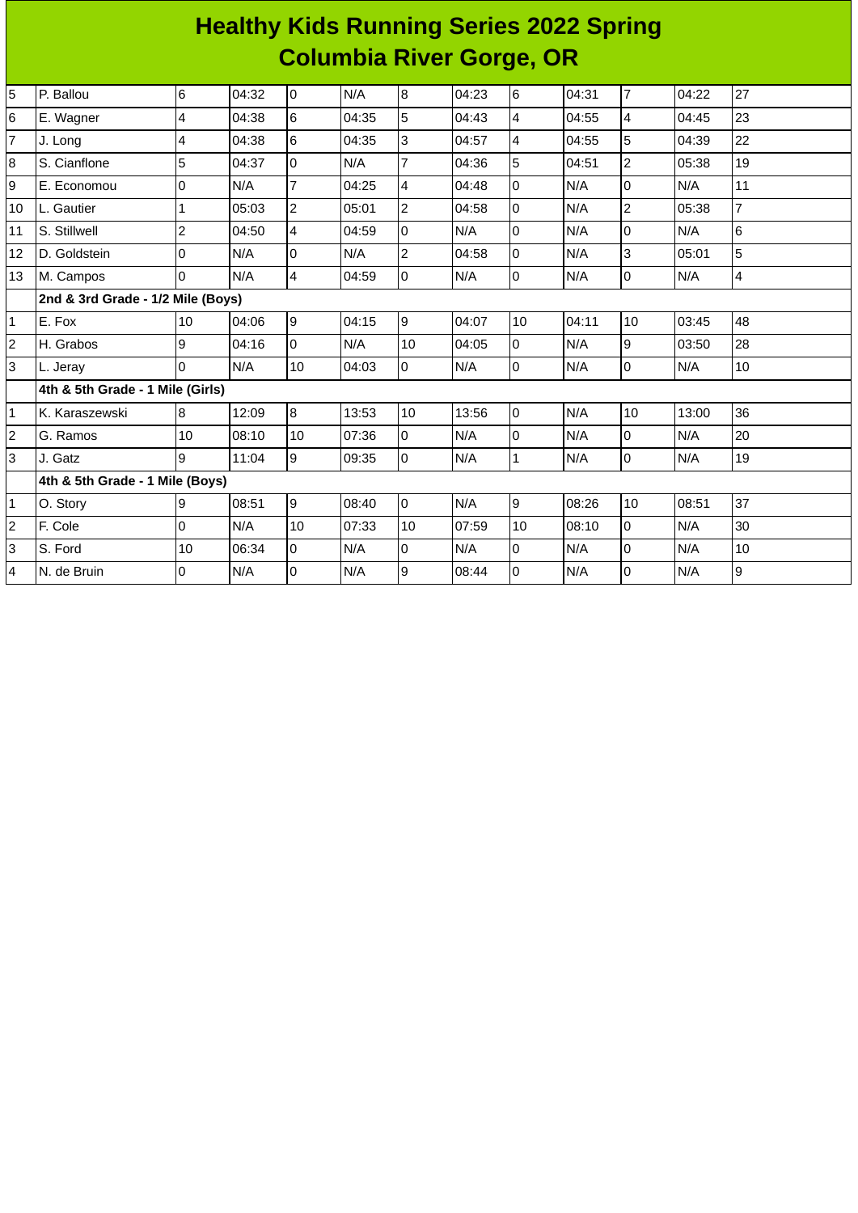# Healthy Kids Running Series 2022 Spring
## Columbia River Gorge, OR

| | | | | | | | | | | | | |
|---|---|---|---|---|---|---|---|---|---|---|---|---|
| 5 | P. Ballou | 6 | 04:32 | 0 | N/A | 8 | 04:23 | 6 | 04:31 | 7 | 04:22 | 27 |
| 6 | E. Wagner | 4 | 04:38 | 6 | 04:35 | 5 | 04:43 | 4 | 04:55 | 4 | 04:45 | 23 |
| 7 | J. Long | 4 | 04:38 | 6 | 04:35 | 3 | 04:57 | 4 | 04:55 | 5 | 04:39 | 22 |
| 8 | S. Cianflone | 5 | 04:37 | 0 | N/A | 7 | 04:36 | 5 | 04:51 | 2 | 05:38 | 19 |
| 9 | E. Economou | 0 | N/A | 7 | 04:25 | 4 | 04:48 | 0 | N/A | 0 | N/A | 11 |
| 10 | L. Gautier | 1 | 05:03 | 2 | 05:01 | 2 | 04:58 | 0 | N/A | 2 | 05:38 | 7 |
| 11 | S. Stillwell | 2 | 04:50 | 4 | 04:59 | 0 | N/A | 0 | N/A | 0 | N/A | 6 |
| 12 | D. Goldstein | 0 | N/A | 0 | N/A | 2 | 04:58 | 0 | N/A | 3 | 05:01 | 5 |
| 13 | M. Campos | 0 | N/A | 4 | 04:59 | 0 | N/A | 0 | N/A | 0 | N/A | 4 |
| | **2nd & 3rd Grade - 1/2 Mile (Boys)** | | | | | | | | | | | |
| 1 | E. Fox | 10 | 04:06 | 9 | 04:15 | 9 | 04:07 | 10 | 04:11 | 10 | 03:45 | 48 |
| 2 | H. Grabos | 9 | 04:16 | 0 | N/A | 10 | 04:05 | 0 | N/A | 9 | 03:50 | 28 |
| 3 | L. Jeray | 0 | N/A | 10 | 04:03 | 0 | N/A | 0 | N/A | 0 | N/A | 10 |
| | **4th & 5th Grade - 1 Mile (Girls)** | | | | | | | | | | | |
| 1 | K. Karaszewski | 8 | 12:09 | 8 | 13:53 | 10 | 13:56 | 0 | N/A | 10 | 13:00 | 36 |
| 2 | G. Ramos | 10 | 08:10 | 10 | 07:36 | 0 | N/A | 0 | N/A | 0 | N/A | 20 |
| 3 | J. Gatz | 9 | 11:04 | 9 | 09:35 | 0 | N/A | 1 | N/A | 0 | N/A | 19 |
| | **4th & 5th Grade - 1 Mile (Boys)** | | | | | | | | | | | |
| 1 | O. Story | 9 | 08:51 | 9 | 08:40 | 0 | N/A | 9 | 08:26 | 10 | 08:51 | 37 |
| 2 | F. Cole | 0 | N/A | 10 | 07:33 | 10 | 07:59 | 10 | 08:10 | 0 | N/A | 30 |
| 3 | S. Ford | 10 | 06:34 | 0 | N/A | 0 | N/A | 0 | N/A | 0 | N/A | 10 |
| 4 | N. de Bruin | 0 | N/A | 0 | N/A | 9 | 08:44 | 0 | N/A | 0 | N/A | 9 |